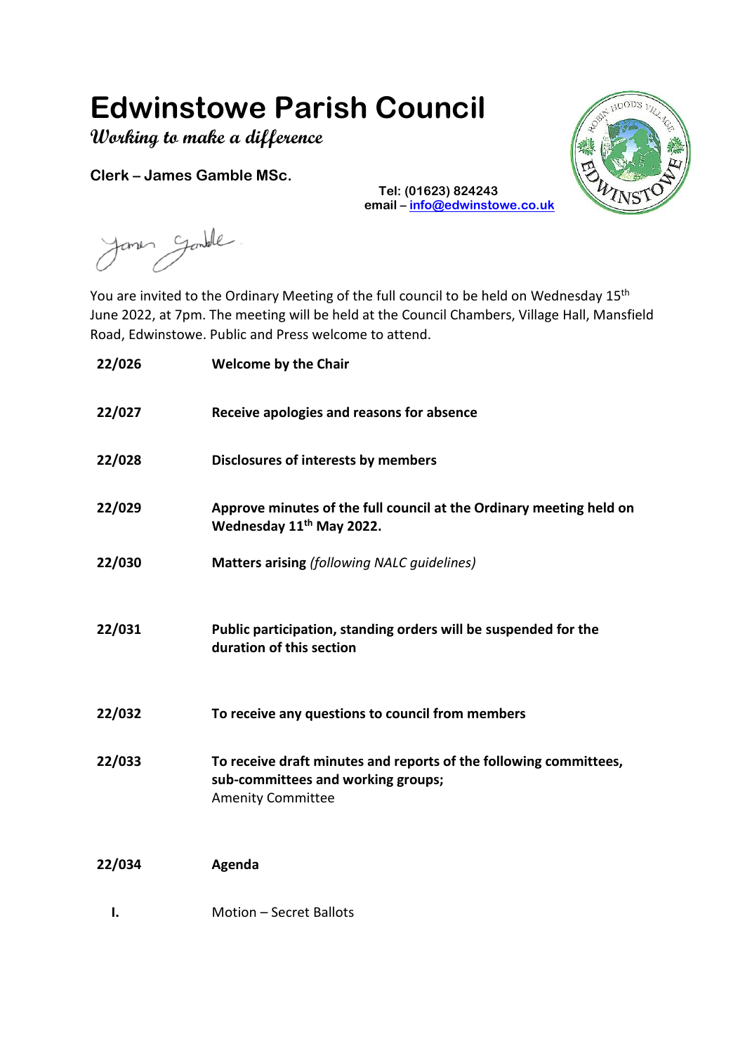# Edwinstowe Parish Council

**Working to make a difference**

**Clerk – James Gamble MSc.**

**Tel: (01623) 824243**
**email – info@edwinstowe.co.uk**

You are invited to the Ordinary Meeting of the full council to be held on Wednesday 15th June 2022, at 7pm. The meeting will be held at the Council Chambers, Village Hall, Mansfield Road, Edwinstowe. Public and Press welcome to attend.

**22/026** **Welcome by the Chair**

**22/027** **Receive apologies and reasons for absence**

**22/028** **Disclosures of interests by members**

**22/029** **Approve minutes of the full council at the Ordinary meeting held on Wednesday 11th May 2022.**

**22/030** **Matters arising** *(following NALC guidelines)*

**22/031** **Public participation, standing orders will be suspended for the duration of this section**

**22/032** **To receive any questions to council from members**

**22/033** **To receive draft minutes and reports of the following committees, sub-committees and working groups;**
Amenity Committee

**22/034** **Agenda**

**I.** Motion – Secret Ballots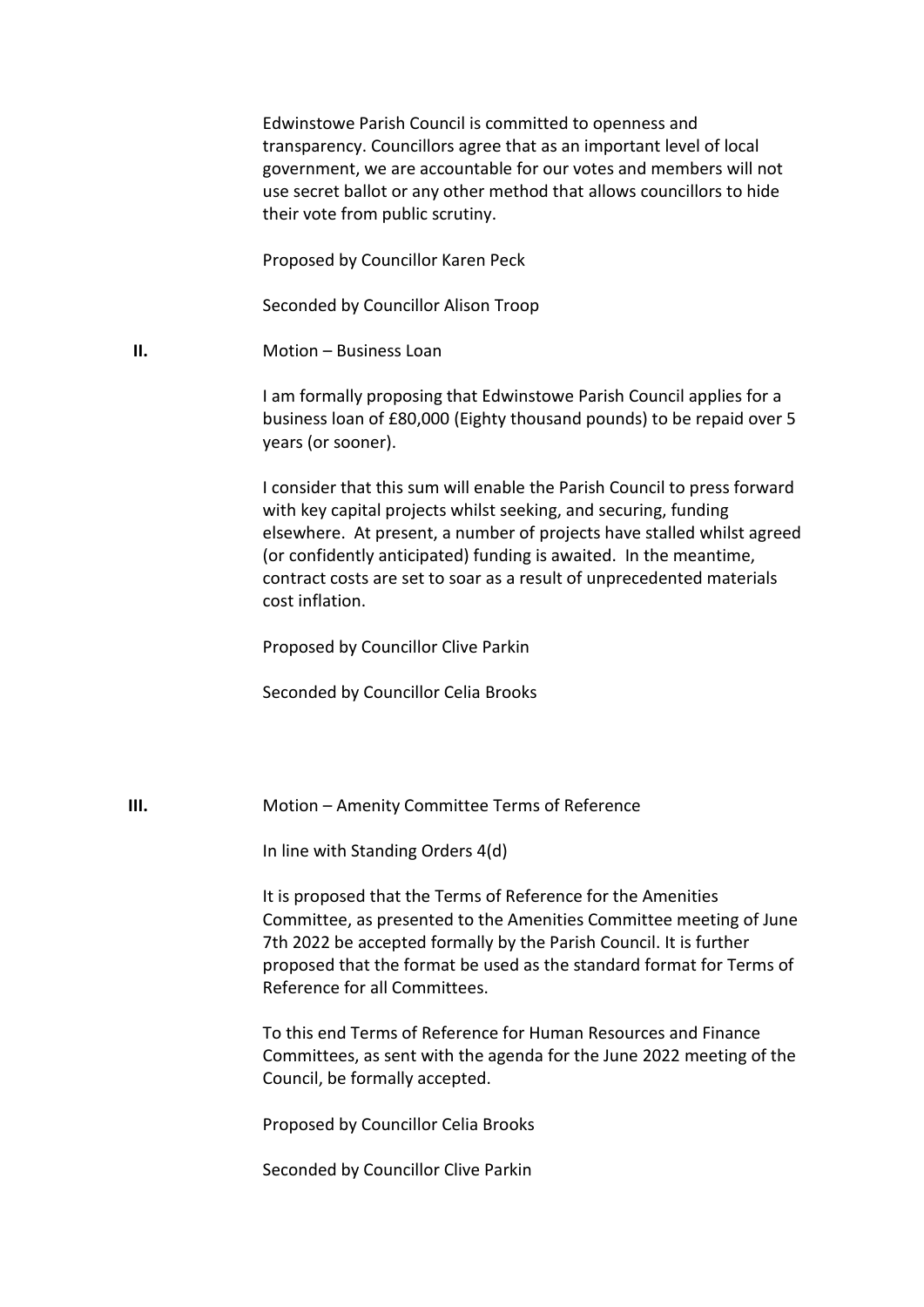Edwinstowe Parish Council is committed to openness and transparency. Councillors agree that as an important level of local government, we are accountable for our votes and members will not use secret ballot or any other method that allows councillors to hide their vote from public scrutiny.

Proposed by Councillor Karen Peck

Seconded by Councillor Alison Troop

**II.** Motion – Business Loan

I am formally proposing that Edwinstowe Parish Council applies for a business loan of £80,000 (Eighty thousand pounds) to be repaid over 5 years (or sooner).

I consider that this sum will enable the Parish Council to press forward with key capital projects whilst seeking, and securing, funding elsewhere. At present, a number of projects have stalled whilst agreed (or confidently anticipated) funding is awaited. In the meantime, contract costs are set to soar as a result of unprecedented materials cost inflation.

Proposed by Councillor Clive Parkin

Seconded by Councillor Celia Brooks

**III.** Motion – Amenity Committee Terms of Reference

In line with Standing Orders 4(d)

It is proposed that the Terms of Reference for the Amenities Committee, as presented to the Amenities Committee meeting of June 7th 2022 be accepted formally by the Parish Council. It is further proposed that the format be used as the standard format for Terms of Reference for all Committees.

To this end Terms of Reference for Human Resources and Finance Committees, as sent with the agenda for the June 2022 meeting of the Council, be formally accepted.

Proposed by Councillor Celia Brooks

Seconded by Councillor Clive Parkin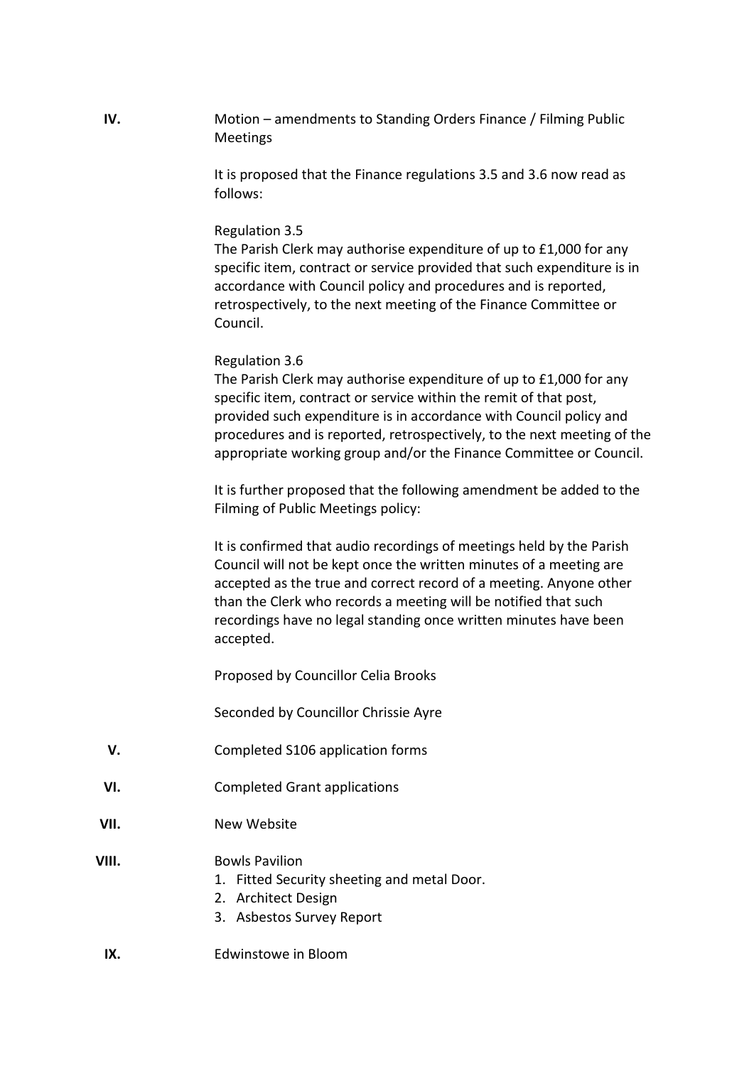**IV.** Motion – amendments to Standing Orders Finance / Filming Public Meetings

It is proposed that the Finance regulations 3.5 and 3.6 now read as follows:

Regulation 3.5
The Parish Clerk may authorise expenditure of up to £1,000 for any specific item, contract or service provided that such expenditure is in accordance with Council policy and procedures and is reported, retrospectively, to the next meeting of the Finance Committee or Council.

Regulation 3.6
The Parish Clerk may authorise expenditure of up to £1,000 for any specific item, contract or service within the remit of that post, provided such expenditure is in accordance with Council policy and procedures and is reported, retrospectively, to the next meeting of the appropriate working group and/or the Finance Committee or Council.

It is further proposed that the following amendment be added to the Filming of Public Meetings policy:

It is confirmed that audio recordings of meetings held by the Parish Council will not be kept once the written minutes of a meeting are accepted as the true and correct record of a meeting. Anyone other than the Clerk who records a meeting will be notified that such recordings have no legal standing once written minutes have been accepted.

Proposed by Councillor Celia Brooks

Seconded by Councillor Chrissie Ayre

**V.** Completed S106 application forms

**VI.** Completed Grant applications

**VII.** New Website

**VIII.** Bowls Pavilion

1. Fitted Security sheeting and metal Door.
2. Architect Design
3. Asbestos Survey Report

**IX.** Edwinstowe in Bloom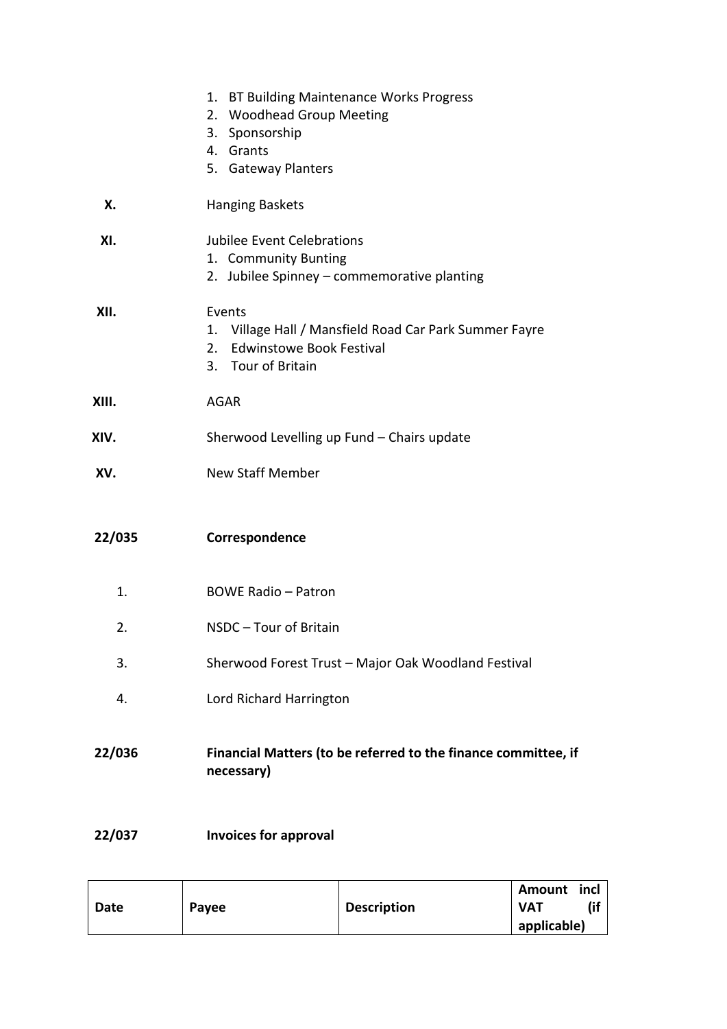1. BT Building Maintenance Works Progress
2. Woodhead Group Meeting
3. Sponsorship
4. Grants
5. Gateway Planters

**X.** Hanging Baskets

**XI.** Jubilee Event Celebrations
1. Community Bunting
2. Jubilee Spinney – commemorative planting

**XII.** Events
1. Village Hall / Mansfield Road Car Park Summer Fayre
2. Edwinstowe Book Festival
3. Tour of Britain

**XIII.** AGAR

**XIV.** Sherwood Levelling up Fund – Chairs update

**XV.** New Staff Member

**22/035 Correspondence**

1. BOWE Radio – Patron
2. NSDC – Tour of Britain
3. Sherwood Forest Trust – Major Oak Woodland Festival
4. Lord Richard Harrington

**22/036 Financial Matters (to be referred to the finance committee, if necessary)**

**22/037 Invoices for approval**

| Date | Payee | Description | Amount incl VAT (if applicable) |
|---|---|---|---|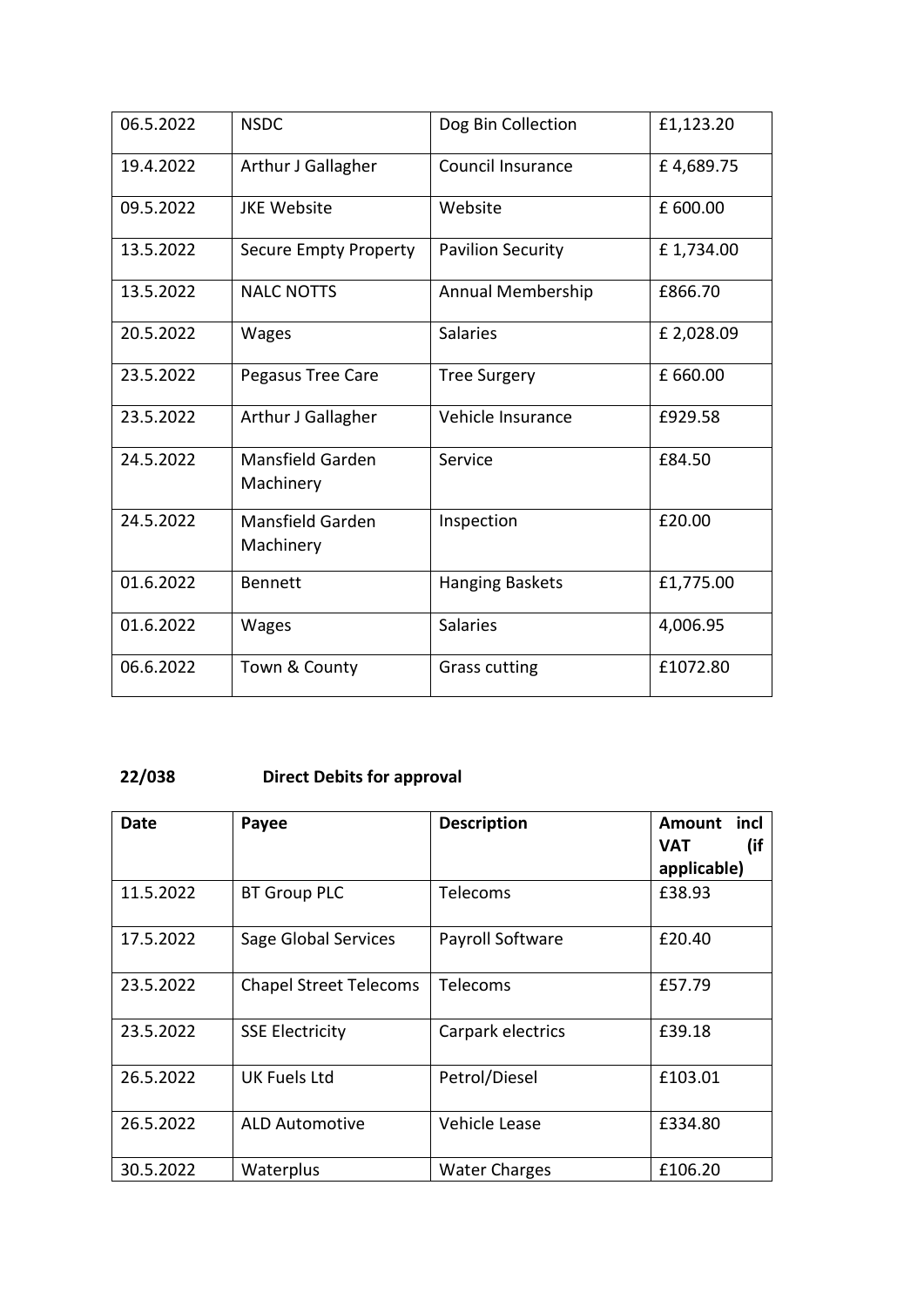| | | | |
|---|---|---|---|
| 06.5.2022 | NSDC | Dog Bin Collection | £1,123.20 |
| 19.4.2022 | Arthur J Gallagher | Council Insurance | £ 4,689.75 |
| 09.5.2022 | JKE Website | Website | £ 600.00 |
| 13.5.2022 | Secure Empty Property | Pavilion Security | £ 1,734.00 |
| 13.5.2022 | NALC NOTTS | Annual Membership | £866.70 |
| 20.5.2022 | Wages | Salaries | £ 2,028.09 |
| 23.5.2022 | Pegasus Tree Care | Tree Surgery | £ 660.00 |
| 23.5.2022 | Arthur J Gallagher | Vehicle Insurance | £929.58 |
| 24.5.2022 | Mansfield Garden Machinery | Service | £84.50 |
| 24.5.2022 | Mansfield Garden Machinery | Inspection | £20.00 |
| 01.6.2022 | Bennett | Hanging Baskets | £1,775.00 |
| 01.6.2022 | Wages | Salaries | 4,006.95 |
| 06.6.2022 | Town & County | Grass cutting | £1072.80 |

**22/038 Direct Debits for approval**

| Date | Payee | Description | Amount incl VAT (if applicable) |
|---|---|---|---|
| 11.5.2022 | BT Group PLC | Telecoms | £38.93 |
| 17.5.2022 | Sage Global Services | Payroll Software | £20.40 |
| 23.5.2022 | Chapel Street Telecoms | Telecoms | £57.79 |
| 23.5.2022 | SSE Electricity | Carpark electrics | £39.18 |
| 26.5.2022 | UK Fuels Ltd | Petrol/Diesel | £103.01 |
| 26.5.2022 | ALD Automotive | Vehicle Lease | £334.80 |
| 30.5.2022 | Waterplus | Water Charges | £106.20 |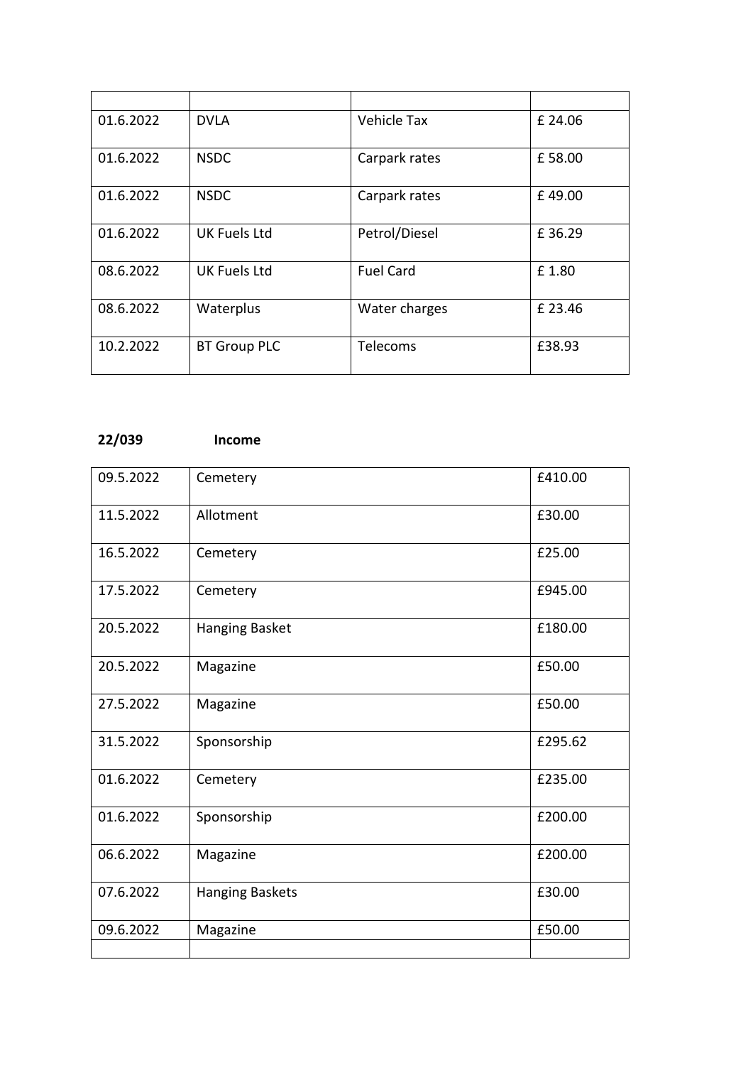| | | | |
|---|---|---|---|
| 01.6.2022 | DVLA | Vehicle Tax | £ 24.06 |
| 01.6.2022 | NSDC | Carpark rates | £ 58.00 |
| 01.6.2022 | NSDC | Carpark rates | £ 49.00 |
| 01.6.2022 | UK Fuels Ltd | Petrol/Diesel | £ 36.29 |
| 08.6.2022 | UK Fuels Ltd | Fuel Card | £ 1.80 |
| 08.6.2022 | Waterplus | Water charges | £ 23.46 |
| 10.2.2022 | BT Group PLC | Telecoms | £38.93 |

**22/039 Income**

| | | |
|---|---|---|
| 09.5.2022 | Cemetery | £410.00 |
| 11.5.2022 | Allotment | £30.00 |
| 16.5.2022 | Cemetery | £25.00 |
| 17.5.2022 | Cemetery | £945.00 |
| 20.5.2022 | Hanging Basket | £180.00 |
| 20.5.2022 | Magazine | £50.00 |
| 27.5.2022 | Magazine | £50.00 |
| 31.5.2022 | Sponsorship | £295.62 |
| 01.6.2022 | Cemetery | £235.00 |
| 01.6.2022 | Sponsorship | £200.00 |
| 06.6.2022 | Magazine | £200.00 |
| 07.6.2022 | Hanging Baskets | £30.00 |
| 09.6.2022 | Magazine | £50.00 |
| | | |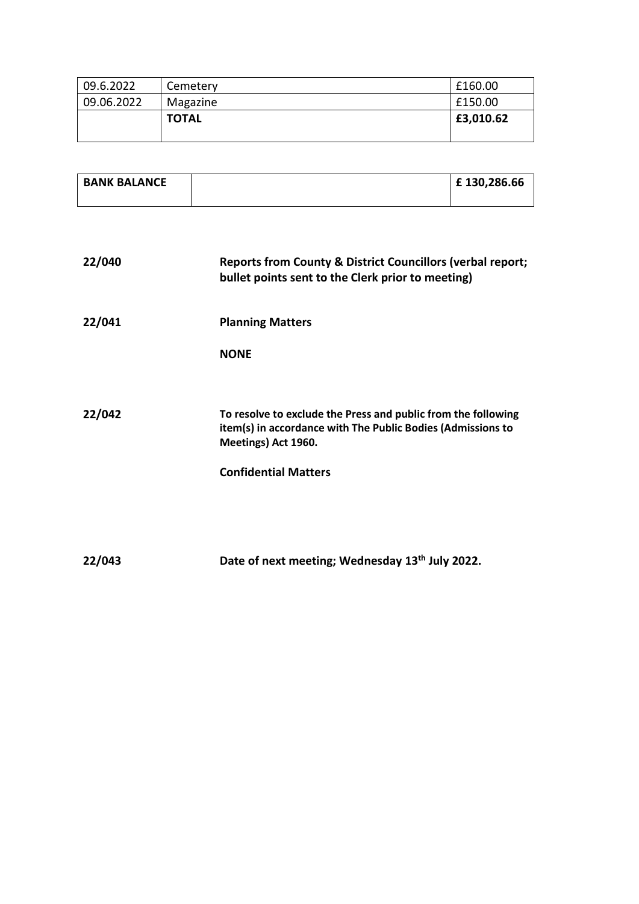| | | |
|---|---|---|
| 09.6.2022 | Cemetery | £160.00 |
| 09.06.2022 | Magazine | £150.00 |
| | **TOTAL** | **£3,010.62** |

| | | |
|---|---|---|
| **BANK BALANCE** | | **£ 130,286.66** |

**22/040** **Reports from County & District Councillors (verbal report; bullet points sent to the Clerk prior to meeting)**

**22/041** **Planning Matters**

**NONE**

**22/042** **To resolve to exclude the Press and public from the following item(s) in accordance with The Public Bodies (Admissions to Meetings) Act 1960.**

**Confidential Matters**

**22/043** **Date of next meeting; Wednesday 13th July 2022.**